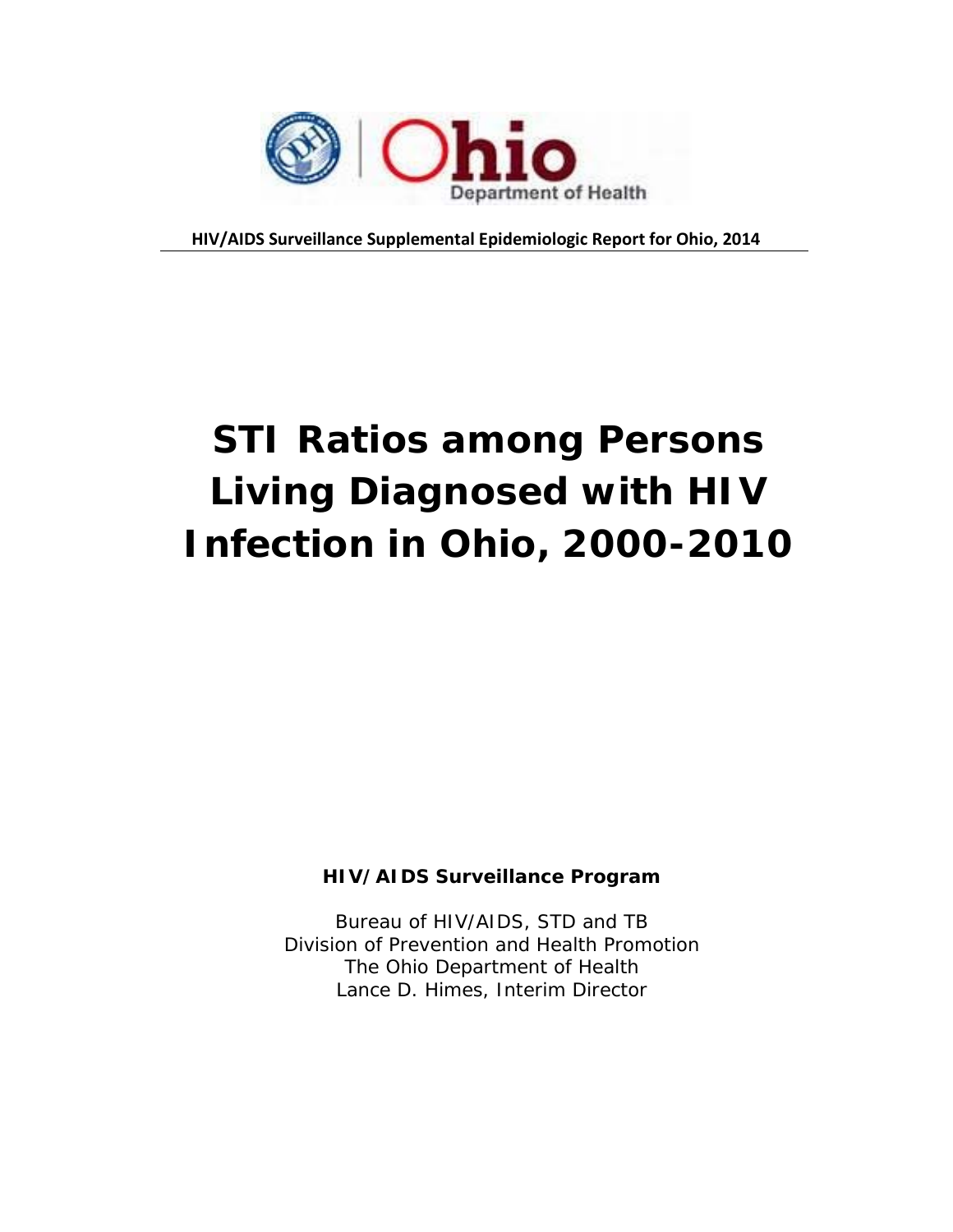**HIV/AIDS Surveillance Supplemental Epidemiologic Report for Ohio, 2014**

# STI Ratios among Persons Living Diagnosed with HIV Infection in Ohio, 2000-2010

**HIV/AIDS Surveillance Program**

Bureau of HIV/AIDS, STD and TB
Division of Prevention and Health Promotion
The Ohio Department of Health
Lance D. Himes, Interim Director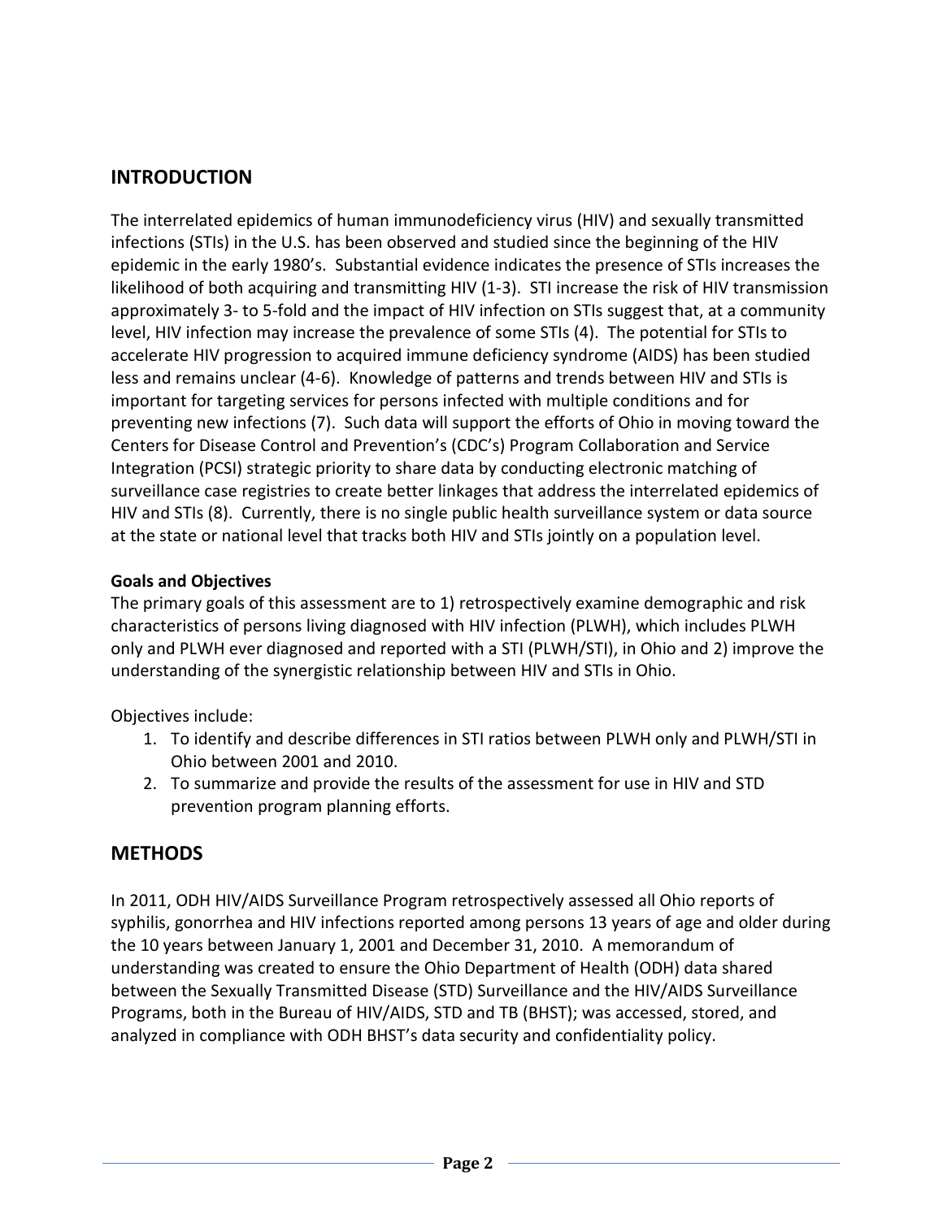## INTRODUCTION

The interrelated epidemics of human immunodeficiency virus (HIV) and sexually transmitted infections (STIs) in the U.S. has been observed and studied since the beginning of the HIV epidemic in the early 1980's. Substantial evidence indicates the presence of STIs increases the likelihood of both acquiring and transmitting HIV (1-3). STI increase the risk of HIV transmission approximately 3- to 5-fold and the impact of HIV infection on STIs suggest that, at a community level, HIV infection may increase the prevalence of some STIs (4). The potential for STIs to accelerate HIV progression to acquired immune deficiency syndrome (AIDS) has been studied less and remains unclear (4-6). Knowledge of patterns and trends between HIV and STIs is important for targeting services for persons infected with multiple conditions and for preventing new infections (7). Such data will support the efforts of Ohio in moving toward the Centers for Disease Control and Prevention's (CDC's) Program Collaboration and Service Integration (PCSI) strategic priority to share data by conducting electronic matching of surveillance case registries to create better linkages that address the interrelated epidemics of HIV and STIs (8). Currently, there is no single public health surveillance system or data source at the state or national level that tracks both HIV and STIs jointly on a population level.

**Goals and Objectives**

The primary goals of this assessment are to 1) retrospectively examine demographic and risk characteristics of persons living diagnosed with HIV infection (PLWH), which includes PLWH only and PLWH ever diagnosed and reported with a STI (PLWH/STI), in Ohio and 2) improve the understanding of the synergistic relationship between HIV and STIs in Ohio.

Objectives include:

1. To identify and describe differences in STI ratios between PLWH only and PLWH/STI in Ohio between 2001 and 2010.
2. To summarize and provide the results of the assessment for use in HIV and STD prevention program planning efforts.

## METHODS

In 2011, ODH HIV/AIDS Surveillance Program retrospectively assessed all Ohio reports of syphilis, gonorrhea and HIV infections reported among persons 13 years of age and older during the 10 years between January 1, 2001 and December 31, 2010. A memorandum of understanding was created to ensure the Ohio Department of Health (ODH) data shared between the Sexually Transmitted Disease (STD) Surveillance and the HIV/AIDS Surveillance Programs, both in the Bureau of HIV/AIDS, STD and TB (BHST); was accessed, stored, and analyzed in compliance with ODH BHST's data security and confidentiality policy.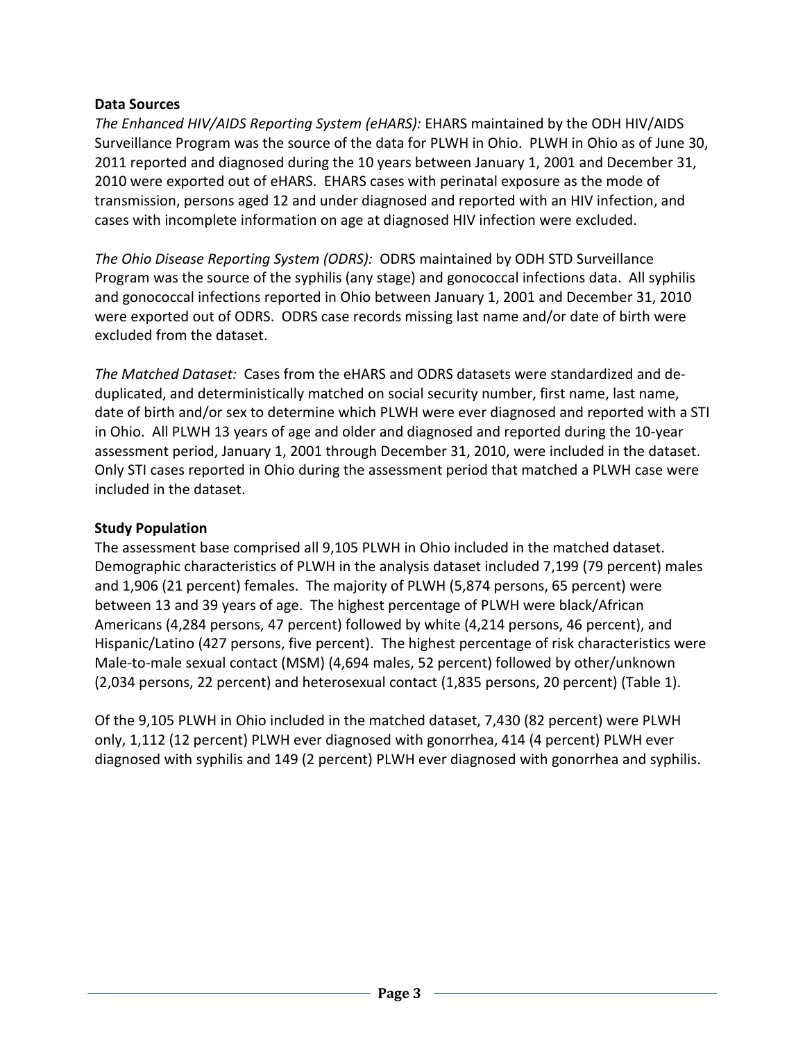## Data Sources

*The Enhanced HIV/AIDS Reporting System (eHARS):* EHARS maintained by the ODH HIV/AIDS Surveillance Program was the source of the data for PLWH in Ohio. PLWH in Ohio as of June 30, 2011 reported and diagnosed during the 10 years between January 1, 2001 and December 31, 2010 were exported out of eHARS. EHARS cases with perinatal exposure as the mode of transmission, persons aged 12 and under diagnosed and reported with an HIV infection, and cases with incomplete information on age at diagnosed HIV infection were excluded.

*The Ohio Disease Reporting System (ODRS):* ODRS maintained by ODH STD Surveillance Program was the source of the syphilis (any stage) and gonococcal infections data. All syphilis and gonococcal infections reported in Ohio between January 1, 2001 and December 31, 2010 were exported out of ODRS. ODRS case records missing last name and/or date of birth were excluded from the dataset.

*The Matched Dataset:* Cases from the eHARS and ODRS datasets were standardized and de-duplicated, and deterministically matched on social security number, first name, last name, date of birth and/or sex to determine which PLWH were ever diagnosed and reported with a STI in Ohio. All PLWH 13 years of age and older and diagnosed and reported during the 10-year assessment period, January 1, 2001 through December 31, 2010, were included in the dataset. Only STI cases reported in Ohio during the assessment period that matched a PLWH case were included in the dataset.

## Study Population

The assessment base comprised all 9,105 PLWH in Ohio included in the matched dataset. Demographic characteristics of PLWH in the analysis dataset included 7,199 (79 percent) males and 1,906 (21 percent) females. The majority of PLWH (5,874 persons, 65 percent) were between 13 and 39 years of age. The highest percentage of PLWH were black/African Americans (4,284 persons, 47 percent) followed by white (4,214 persons, 46 percent), and Hispanic/Latino (427 persons, five percent). The highest percentage of risk characteristics were Male-to-male sexual contact (MSM) (4,694 males, 52 percent) followed by other/unknown (2,034 persons, 22 percent) and heterosexual contact (1,835 persons, 20 percent) (Table 1).

Of the 9,105 PLWH in Ohio included in the matched dataset, 7,430 (82 percent) were PLWH only, 1,112 (12 percent) PLWH ever diagnosed with gonorrhea, 414 (4 percent) PLWH ever diagnosed with syphilis and 149 (2 percent) PLWH ever diagnosed with gonorrhea and syphilis.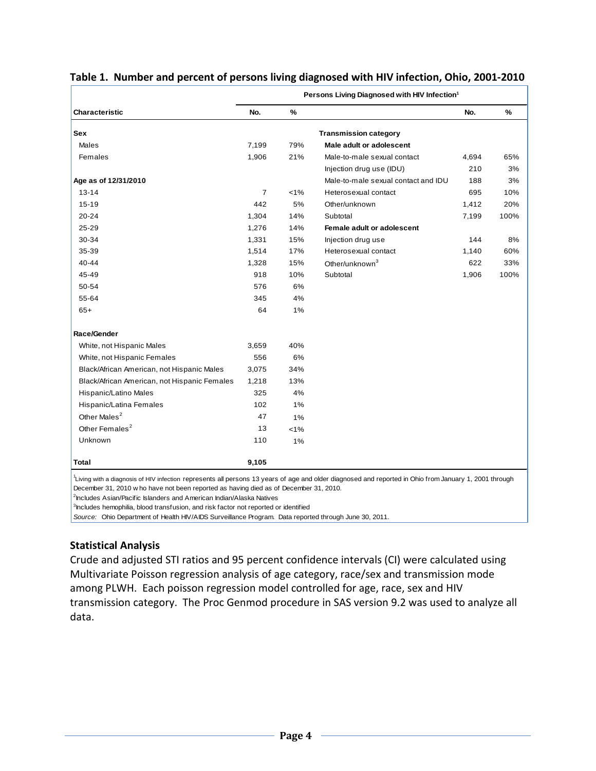**Table 1. Number and percent of persons living diagnosed with HIV infection, Ohio, 2001-2010**

| | Persons Living Diagnosed with HIV Infection[1] | | | | |
|---|---|---|---|---|---|
| **Characteristic** | **No.** | **%** | | **No.** | **%** |
| **Sex** | | | **Transmission category** | | |
| Males | 7,199 | 79% | **Male adult or adolescent** | | |
| Females | 1,906 | 21% | Male-to-male sexual contact | 4,694 | 65% |
| | | | Injection drug use (IDU) | 210 | 3% |
| **Age as of 12/31/2010** | | | Male-to-male sexual contact and IDU | 188 | 3% |
| 13-14 | 7 | <1% | Heterosexual contact | 695 | 10% |
| 15-19 | 442 | 5% | Other/unknown | 1,412 | 20% |
| 20-24 | 1,304 | 14% | Subtotal | 7,199 | 100% |
| 25-29 | 1,276 | 14% | **Female adult or adolescent** | | |
| 30-34 | 1,331 | 15% | Injection drug use | 144 | 8% |
| 35-39 | 1,514 | 17% | Heterosexual contact | 1,140 | 60% |
| 40-44 | 1,328 | 15% | Other/unknown[3] | 622 | 33% |
| 45-49 | 918 | 10% | Subtotal | 1,906 | 100% |
| 50-54 | 576 | 6% | | | |
| 55-64 | 345 | 4% | | | |
| 65+ | 64 | 1% | | | |
| **Race/Gender** | | | | | |
| White, not Hispanic Males | 3,659 | 40% | | | |
| White, not Hispanic Females | 556 | 6% | | | |
| Black/African American, not Hispanic Males | 3,075 | 34% | | | |
| Black/African American, not Hispanic Females | 1,218 | 13% | | | |
| Hispanic/Latino Males | 325 | 4% | | | |
| Hispanic/Latina Females | 102 | 1% | | | |
| Other Males[2] | 47 | 1% | | | |
| Other Females[2] | 13 | <1% | | | |
| Unknown | 110 | 1% | | | |
| **Total** | **9,105** | | | | |

[1]Living with a diagnosis of HIV infection represents all persons 13 years of age and older diagnosed and reported in Ohio from January 1, 2001 through December 31, 2010 who have not been reported as having died as of December 31, 2010.
[2]Includes Asian/Pacific Islanders and American Indian/Alaska Natives
[3]Includes hemophilia, blood transfusion, and risk factor not reported or identified
*Source:* Ohio Department of Health HIV/AIDS Surveillance Program. Data reported through June 30, 2011.

## Statistical Analysis

Crude and adjusted STI ratios and 95 percent confidence intervals (CI) were calculated using Multivariate Poisson regression analysis of age category, race/sex and transmission mode among PLWH. Each poisson regression model controlled for age, race, sex and HIV transmission category. The Proc Genmod procedure in SAS version 9.2 was used to analyze all data.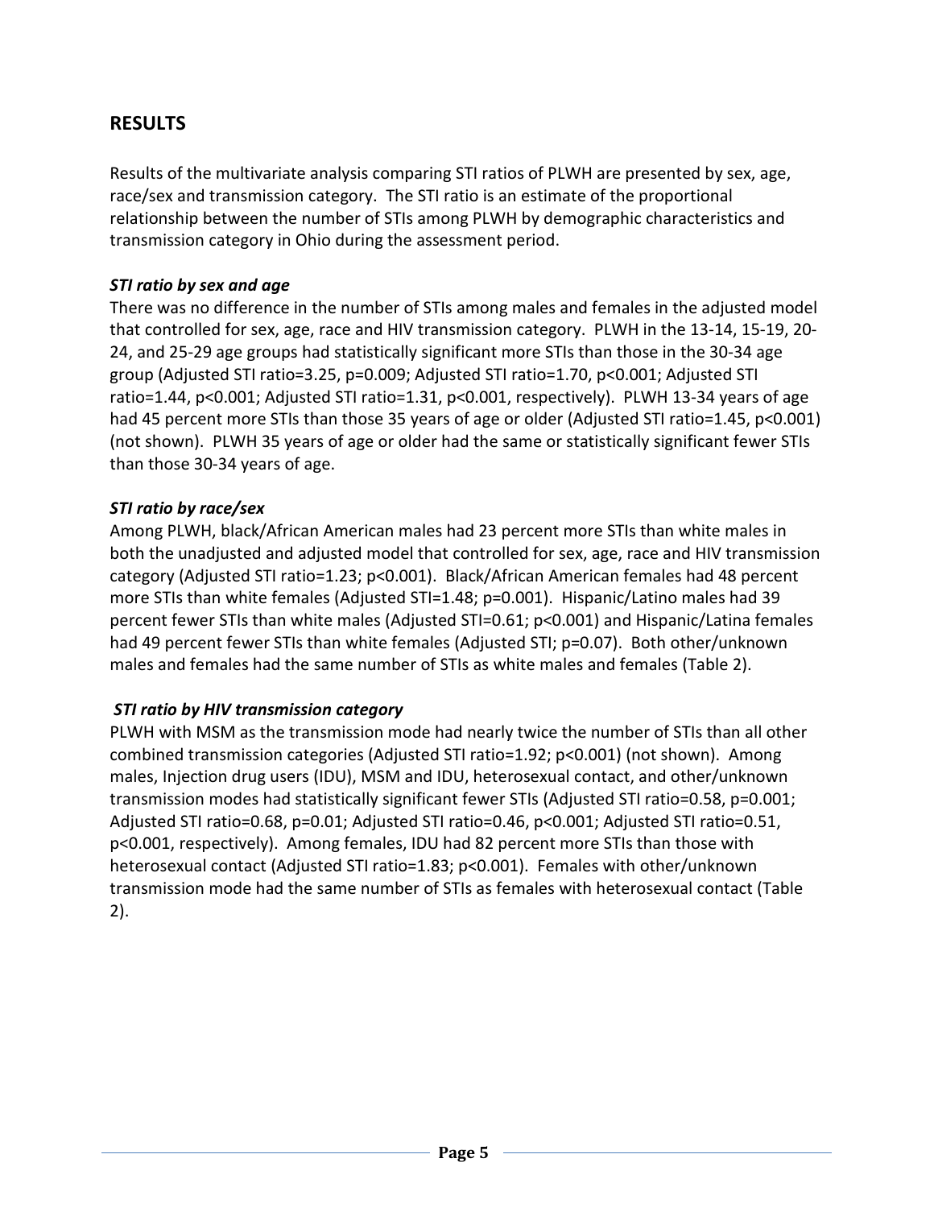## RESULTS

Results of the multivariate analysis comparing STI ratios of PLWH are presented by sex, age, race/sex and transmission category. The STI ratio is an estimate of the proportional relationship between the number of STIs among PLWH by demographic characteristics and transmission category in Ohio during the assessment period.

### *STI ratio by sex and age*

There was no difference in the number of STIs among males and females in the adjusted model that controlled for sex, age, race and HIV transmission category. PLWH in the 13-14, 15-19, 20-24, and 25-29 age groups had statistically significant more STIs than those in the 30-34 age group (Adjusted STI ratio=3.25, p=0.009; Adjusted STI ratio=1.70, p<0.001; Adjusted STI ratio=1.44, p<0.001; Adjusted STI ratio=1.31, p<0.001, respectively). PLWH 13-34 years of age had 45 percent more STIs than those 35 years of age or older (Adjusted STI ratio=1.45, p<0.001) (not shown). PLWH 35 years of age or older had the same or statistically significant fewer STIs than those 30-34 years of age.

### *STI ratio by race/sex*

Among PLWH, black/African American males had 23 percent more STIs than white males in both the unadjusted and adjusted model that controlled for sex, age, race and HIV transmission category (Adjusted STI ratio=1.23; p<0.001). Black/African American females had 48 percent more STIs than white females (Adjusted STI=1.48; p=0.001). Hispanic/Latino males had 39 percent fewer STIs than white males (Adjusted STI=0.61; p<0.001) and Hispanic/Latina females had 49 percent fewer STIs than white females (Adjusted STI; p=0.07). Both other/unknown males and females had the same number of STIs as white males and females (Table 2).

### *STI ratio by HIV transmission category*

PLWH with MSM as the transmission mode had nearly twice the number of STIs than all other combined transmission categories (Adjusted STI ratio=1.92; p<0.001) (not shown). Among males, Injection drug users (IDU), MSM and IDU, heterosexual contact, and other/unknown transmission modes had statistically significant fewer STIs (Adjusted STI ratio=0.58, p=0.001; Adjusted STI ratio=0.68, p=0.01; Adjusted STI ratio=0.46, p<0.001; Adjusted STI ratio=0.51, p<0.001, respectively). Among females, IDU had 82 percent more STIs than those with heterosexual contact (Adjusted STI ratio=1.83; p<0.001). Females with other/unknown transmission mode had the same number of STIs as females with heterosexual contact (Table 2).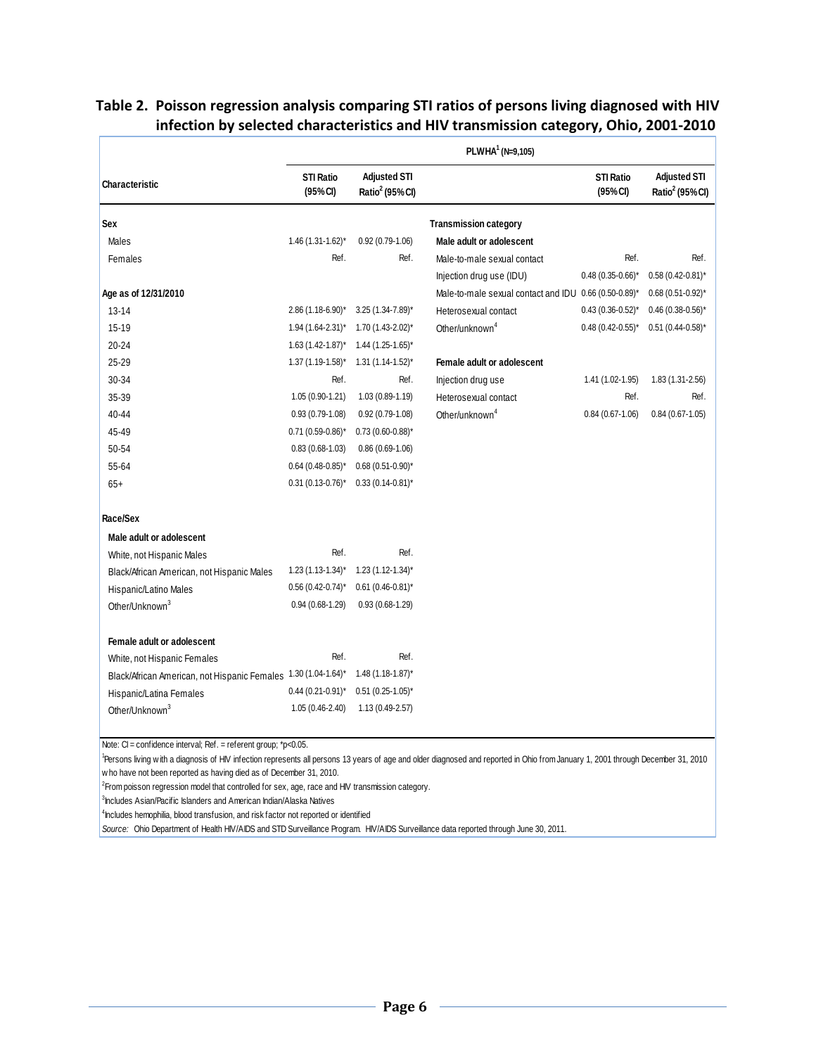## Table 2. Poisson regression analysis comparing STI ratios of persons living diagnosed with HIV infection by selected characteristics and HIV transmission category, Ohio, 2001-2010

| | PLWHA[1] (N=9,105) | | | | |
|---|---|---|---|---|---|
| **Characteristic** | **STI Ratio (95% CI)** | **Adjusted STI Ratio[2] (95% CI)** | | **STI Ratio (95% CI)** | **Adjusted STI Ratio[2] (95% CI)** |
| **Sex** | | | **Transmission category** | | |
| Males | 1.46 (1.31-1.62)* | 0.92 (0.79-1.06) | **Male adult or adolescent** | | |
| Females | Ref. | Ref. | Male-to-male sexual contact | Ref. | Ref. |
| | | | Injection drug use (IDU) | 0.48 (0.35-0.66)* | 0.58 (0.42-0.81)* |
| **Age as of 12/31/2010** | | | Male-to-male sexual contact and IDU | 0.66 (0.50-0.89)* | 0.68 (0.51-0.92)* |
| 13-14 | 2.86 (1.18-6.90)* | 3.25 (1.34-7.89)* | Heterosexual contact | 0.43 (0.36-0.52)* | 0.46 (0.38-0.56)* |
| 15-19 | 1.94 (1.64-2.31)* | 1.70 (1.43-2.02)* | Other/unknown[4] | 0.48 (0.42-0.55)* | 0.51 (0.44-0.58)* |
| 20-24 | 1.63 (1.42-1.87)* | 1.44 (1.25-1.65)* | | | |
| 25-29 | 1.37 (1.19-1.58)* | 1.31 (1.14-1.52)* | **Female adult or adolescent** | | |
| 30-34 | Ref. | Ref. | Injection drug use | 1.41 (1.02-1.95) | 1.83 (1.31-2.56) |
| 35-39 | 1.05 (0.90-1.21) | 1.03 (0.89-1.19) | Heterosexual contact | Ref. | Ref. |
| 40-44 | 0.93 (0.79-1.08) | 0.92 (0.79-1.08) | Other/unknown[4] | 0.84 (0.67-1.06) | 0.84 (0.67-1.05) |
| 45-49 | 0.71 (0.59-0.86)* | 0.73 (0.60-0.88)* | | | |
| 50-54 | 0.83 (0.68-1.03) | 0.86 (0.69-1.06) | | | |
| 55-64 | 0.64 (0.48-0.85)* | 0.68 (0.51-0.90)* | | | |
| 65+ | 0.31 (0.13-0.76)* | 0.33 (0.14-0.81)* | | | |
| **Race/Sex** | | | | | |
| **Male adult or adolescent** | | | | | |
| White, not Hispanic Males | Ref. | Ref. | | | |
| Black/African American, not Hispanic Males | 1.23 (1.13-1.34)* | 1.23 (1.12-1.34)* | | | |
| Hispanic/Latino Males | 0.56 (0.42-0.74)* | 0.61 (0.46-0.81)* | | | |
| Other/Unknown[3] | 0.94 (0.68-1.29) | 0.93 (0.68-1.29) | | | |
| **Female adult or adolescent** | | | | | |
| White, not Hispanic Females | Ref. | Ref. | | | |
| Black/African American, not Hispanic Females | 1.30 (1.04-1.64)* | 1.48 (1.18-1.87)* | | | |
| Hispanic/Latina Females | 0.44 (0.21-0.91)* | 0.51 (0.25-1.05)* | | | |
| Other/Unknown[3] | 1.05 (0.46-2.40) | 1.13 (0.49-2.57) | | | |

Note: CI = confidence interval; Ref. = referent group; *p<0.05.

[1]Persons living with a diagnosis of HIV infection represents all persons 13 years of age and older diagnosed and reported in Ohio from January 1, 2001 through December 31, 2010 who have not been reported as having died as of December 31, 2010.

[2]From poisson regression model that controlled for sex, age, race and HIV transmission category.

[3]Includes Asian/Pacific Islanders and American Indian/Alaska Natives

[4]Includes hemophilia, blood transfusion, and risk factor not reported or identified

*Source:* Ohio Department of Health HIV/AIDS and STD Surveillance Program. HIV/AIDS Surveillance data reported through June 30, 2011.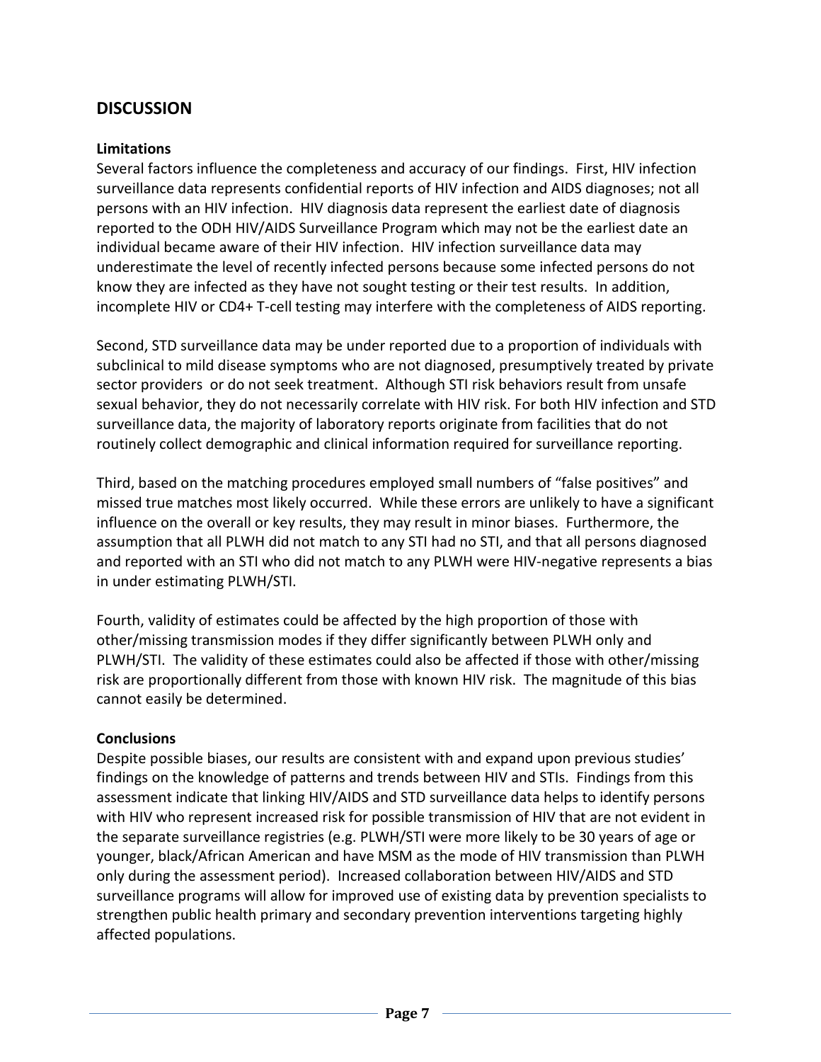## DISCUSSION

### Limitations

Several factors influence the completeness and accuracy of our findings. First, HIV infection surveillance data represents confidential reports of HIV infection and AIDS diagnoses; not all persons with an HIV infection. HIV diagnosis data represent the earliest date of diagnosis reported to the ODH HIV/AIDS Surveillance Program which may not be the earliest date an individual became aware of their HIV infection. HIV infection surveillance data may underestimate the level of recently infected persons because some infected persons do not know they are infected as they have not sought testing or their test results. In addition, incomplete HIV or CD4+ T-cell testing may interfere with the completeness of AIDS reporting.

Second, STD surveillance data may be under reported due to a proportion of individuals with subclinical to mild disease symptoms who are not diagnosed, presumptively treated by private sector providers or do not seek treatment. Although STI risk behaviors result from unsafe sexual behavior, they do not necessarily correlate with HIV risk. For both HIV infection and STD surveillance data, the majority of laboratory reports originate from facilities that do not routinely collect demographic and clinical information required for surveillance reporting.

Third, based on the matching procedures employed small numbers of "false positives" and missed true matches most likely occurred. While these errors are unlikely to have a significant influence on the overall or key results, they may result in minor biases. Furthermore, the assumption that all PLWH did not match to any STI had no STI, and that all persons diagnosed and reported with an STI who did not match to any PLWH were HIV-negative represents a bias in under estimating PLWH/STI.

Fourth, validity of estimates could be affected by the high proportion of those with other/missing transmission modes if they differ significantly between PLWH only and PLWH/STI. The validity of these estimates could also be affected if those with other/missing risk are proportionally different from those with known HIV risk. The magnitude of this bias cannot easily be determined.

### Conclusions

Despite possible biases, our results are consistent with and expand upon previous studies' findings on the knowledge of patterns and trends between HIV and STIs. Findings from this assessment indicate that linking HIV/AIDS and STD surveillance data helps to identify persons with HIV who represent increased risk for possible transmission of HIV that are not evident in the separate surveillance registries (e.g. PLWH/STI were more likely to be 30 years of age or younger, black/African American and have MSM as the mode of HIV transmission than PLWH only during the assessment period). Increased collaboration between HIV/AIDS and STD surveillance programs will allow for improved use of existing data by prevention specialists to strengthen public health primary and secondary prevention interventions targeting highly affected populations.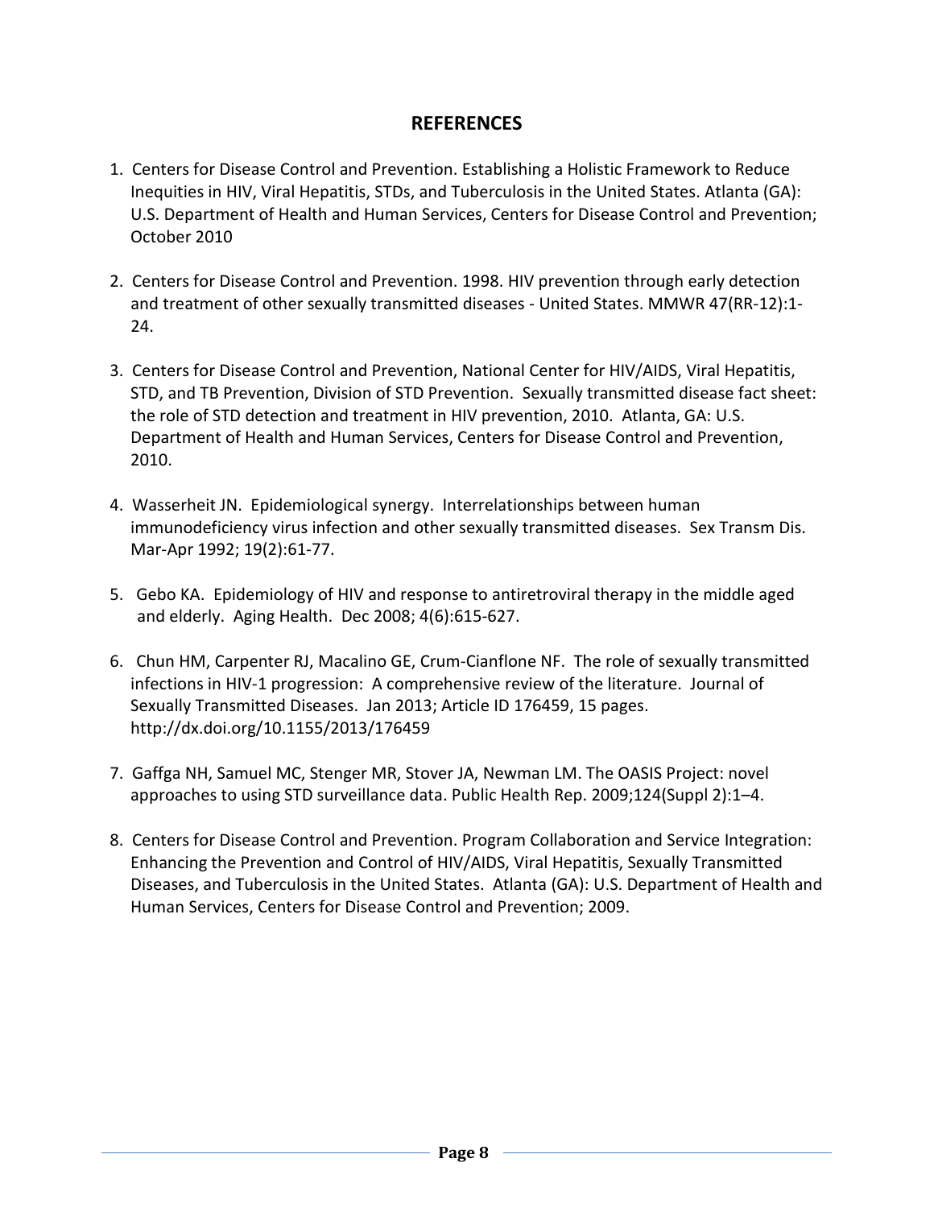## REFERENCES

1. Centers for Disease Control and Prevention. Establishing a Holistic Framework to Reduce Inequities in HIV, Viral Hepatitis, STDs, and Tuberculosis in the United States. Atlanta (GA): U.S. Department of Health and Human Services, Centers for Disease Control and Prevention; October 2010

2. Centers for Disease Control and Prevention. 1998. HIV prevention through early detection and treatment of other sexually transmitted diseases - United States. MMWR 47(RR-12):1-24.

3. Centers for Disease Control and Prevention, National Center for HIV/AIDS, Viral Hepatitis, STD, and TB Prevention, Division of STD Prevention. Sexually transmitted disease fact sheet: the role of STD detection and treatment in HIV prevention, 2010. Atlanta, GA: U.S. Department of Health and Human Services, Centers for Disease Control and Prevention, 2010.

4. Wasserheit JN. Epidemiological synergy. Interrelationships between human immunodeficiency virus infection and other sexually transmitted diseases. Sex Transm Dis. Mar-Apr 1992; 19(2):61-77.

5. Gebo KA. Epidemiology of HIV and response to antiretroviral therapy in the middle aged and elderly. Aging Health. Dec 2008; 4(6):615-627.

6. Chun HM, Carpenter RJ, Macalino GE, Crum-Cianflone NF. The role of sexually transmitted infections in HIV-1 progression: A comprehensive review of the literature. Journal of Sexually Transmitted Diseases. Jan 2013; Article ID 176459, 15 pages. http://dx.doi.org/10.1155/2013/176459

7. Gaffga NH, Samuel MC, Stenger MR, Stover JA, Newman LM. The OASIS Project: novel approaches to using STD surveillance data. Public Health Rep. 2009;124(Suppl 2):1–4.

8. Centers for Disease Control and Prevention. Program Collaboration and Service Integration: Enhancing the Prevention and Control of HIV/AIDS, Viral Hepatitis, Sexually Transmitted Diseases, and Tuberculosis in the United States. Atlanta (GA): U.S. Department of Health and Human Services, Centers for Disease Control and Prevention; 2009.